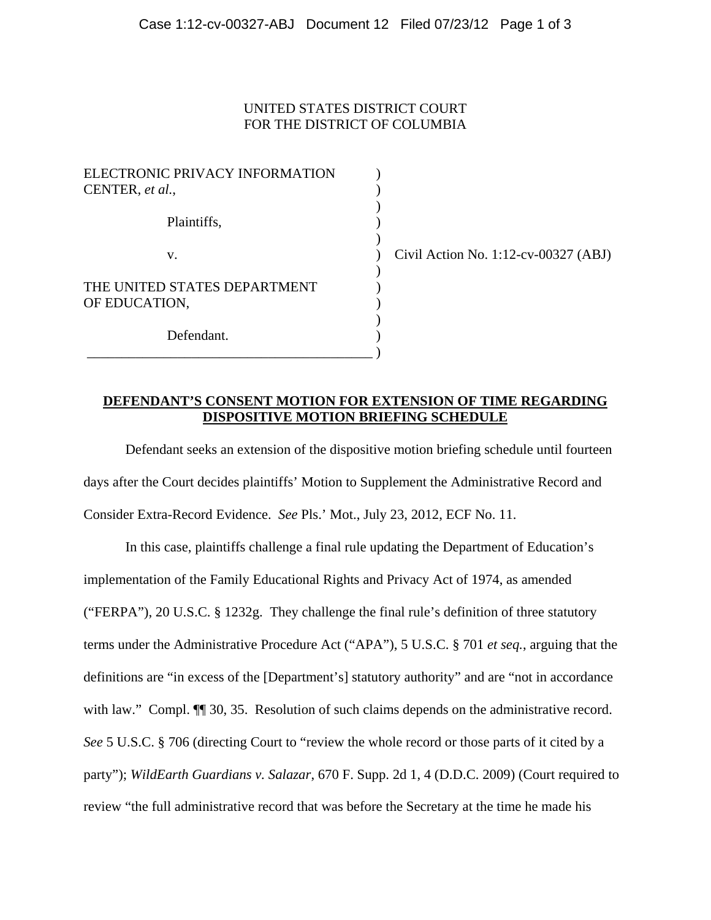UNITED STATES DISTRICT COURT
FOR THE DISTRICT OF COLUMBIA

| | |
|---|---|
| ELECTRONIC PRIVACY INFORMATION CENTER, *et al.*, | |
| Plaintiffs, | |
| v. | Civil Action No. 1:12-cv-00327 (ABJ) |
| THE UNITED STATES DEPARTMENT OF EDUCATION, | |
| Defendant. | |

**DEFENDANT'S CONSENT MOTION FOR EXTENSION OF TIME REGARDING DISPOSITIVE MOTION BRIEFING SCHEDULE**

Defendant seeks an extension of the dispositive motion briefing schedule until fourteen days after the Court decides plaintiffs' Motion to Supplement the Administrative Record and Consider Extra-Record Evidence. *See* Pls.' Mot., July 23, 2012, ECF No. 11.

In this case, plaintiffs challenge a final rule updating the Department of Education's implementation of the Family Educational Rights and Privacy Act of 1974, as amended ("FERPA"), 20 U.S.C. § 1232g. They challenge the final rule's definition of three statutory terms under the Administrative Procedure Act ("APA"), 5 U.S.C. § 701 *et seq.*, arguing that the definitions are "in excess of the [Department's] statutory authority" and are "not in accordance with law." Compl. ¶¶ 30, 35. Resolution of such claims depends on the administrative record. *See* 5 U.S.C. § 706 (directing Court to "review the whole record or those parts of it cited by a party"); *WildEarth Guardians v. Salazar*, 670 F. Supp. 2d 1, 4 (D.D.C. 2009) (Court required to review "the full administrative record that was before the Secretary at the time he made his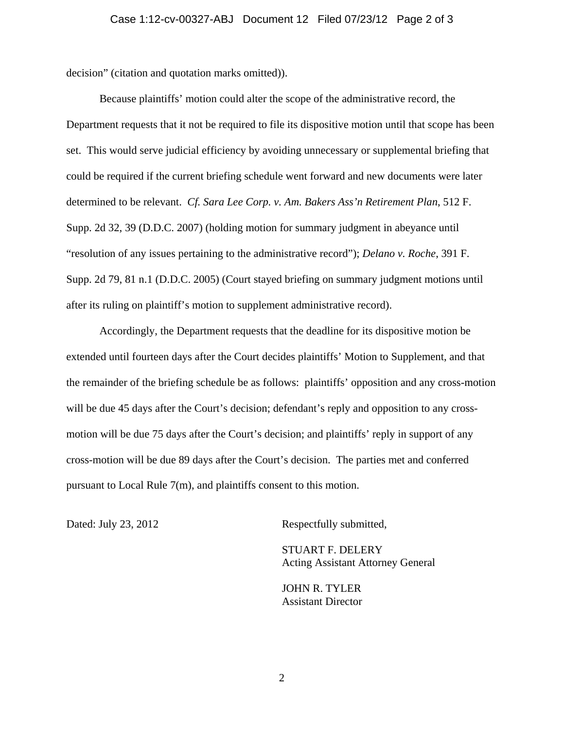decision" (citation and quotation marks omitted)).

Because plaintiffs' motion could alter the scope of the administrative record, the Department requests that it not be required to file its dispositive motion until that scope has been set. This would serve judicial efficiency by avoiding unnecessary or supplemental briefing that could be required if the current briefing schedule went forward and new documents were later determined to be relevant. *Cf. Sara Lee Corp. v. Am. Bakers Ass'n Retirement Plan*, 512 F. Supp. 2d 32, 39 (D.D.C. 2007) (holding motion for summary judgment in abeyance until "resolution of any issues pertaining to the administrative record"); *Delano v. Roche*, 391 F. Supp. 2d 79, 81 n.1 (D.D.C. 2005) (Court stayed briefing on summary judgment motions until after its ruling on plaintiff's motion to supplement administrative record).

Accordingly, the Department requests that the deadline for its dispositive motion be extended until fourteen days after the Court decides plaintiffs' Motion to Supplement, and that the remainder of the briefing schedule be as follows: plaintiffs' opposition and any cross-motion will be due 45 days after the Court's decision; defendant's reply and opposition to any cross-motion will be due 75 days after the Court's decision; and plaintiffs' reply in support of any cross-motion will be due 89 days after the Court's decision. The parties met and conferred pursuant to Local Rule 7(m), and plaintiffs consent to this motion.

Dated: July 23, 2012

Respectfully submitted,

STUART F. DELERY
Acting Assistant Attorney General

JOHN R. TYLER
Assistant Director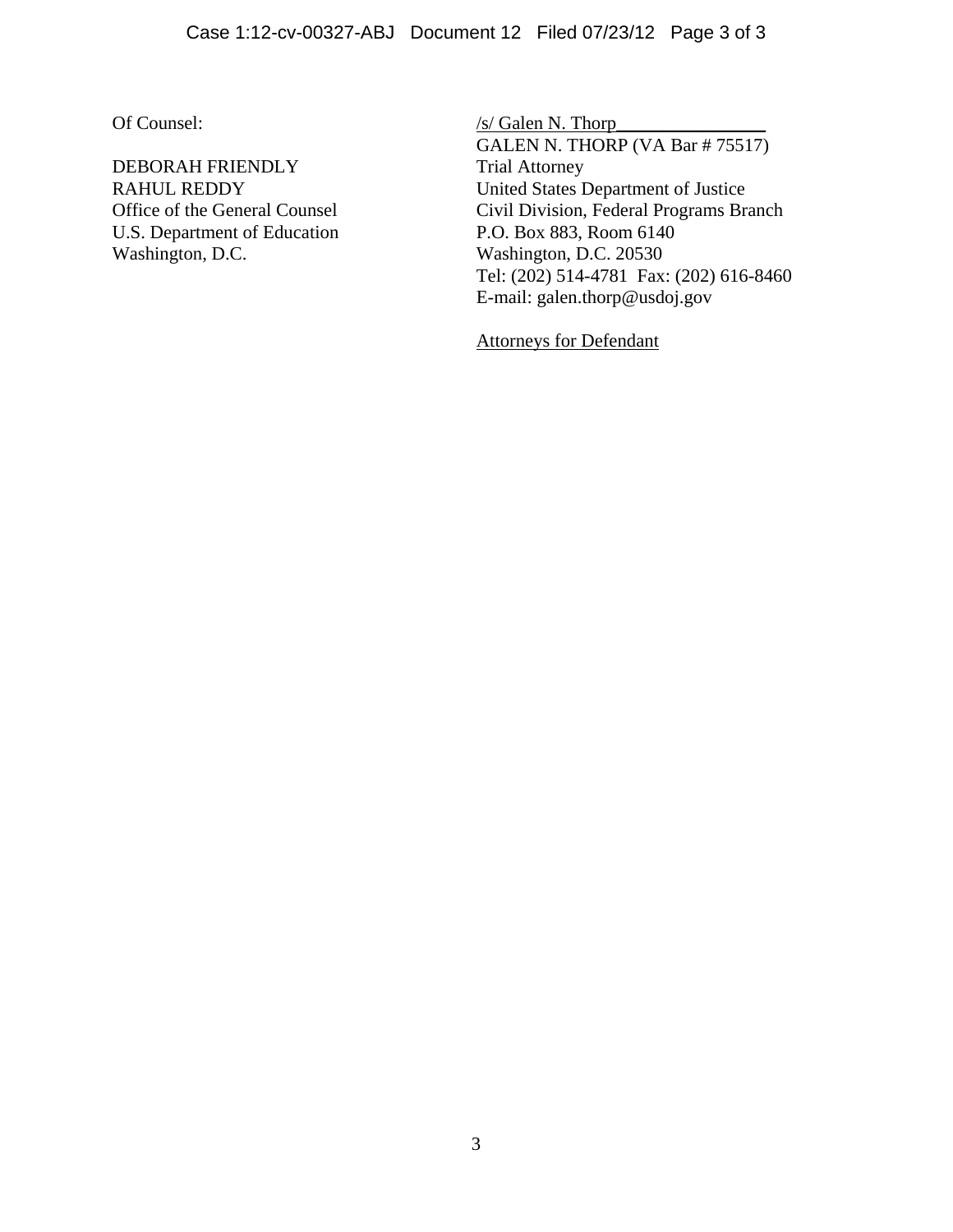Of Counsel:

DEBORAH FRIENDLY
RAHUL REDDY
Office of the General Counsel
U.S. Department of Education
Washington, D.C.

/s/ Galen N. Thorp________________
GALEN N. THORP (VA Bar # 75517)
Trial Attorney
United States Department of Justice
Civil Division, Federal Programs Branch
P.O. Box 883, Room 6140
Washington, D.C. 20530
Tel: (202) 514-4781 Fax: (202) 616-8460
E-mail: galen.thorp@usdoj.gov

Attorneys for Defendant